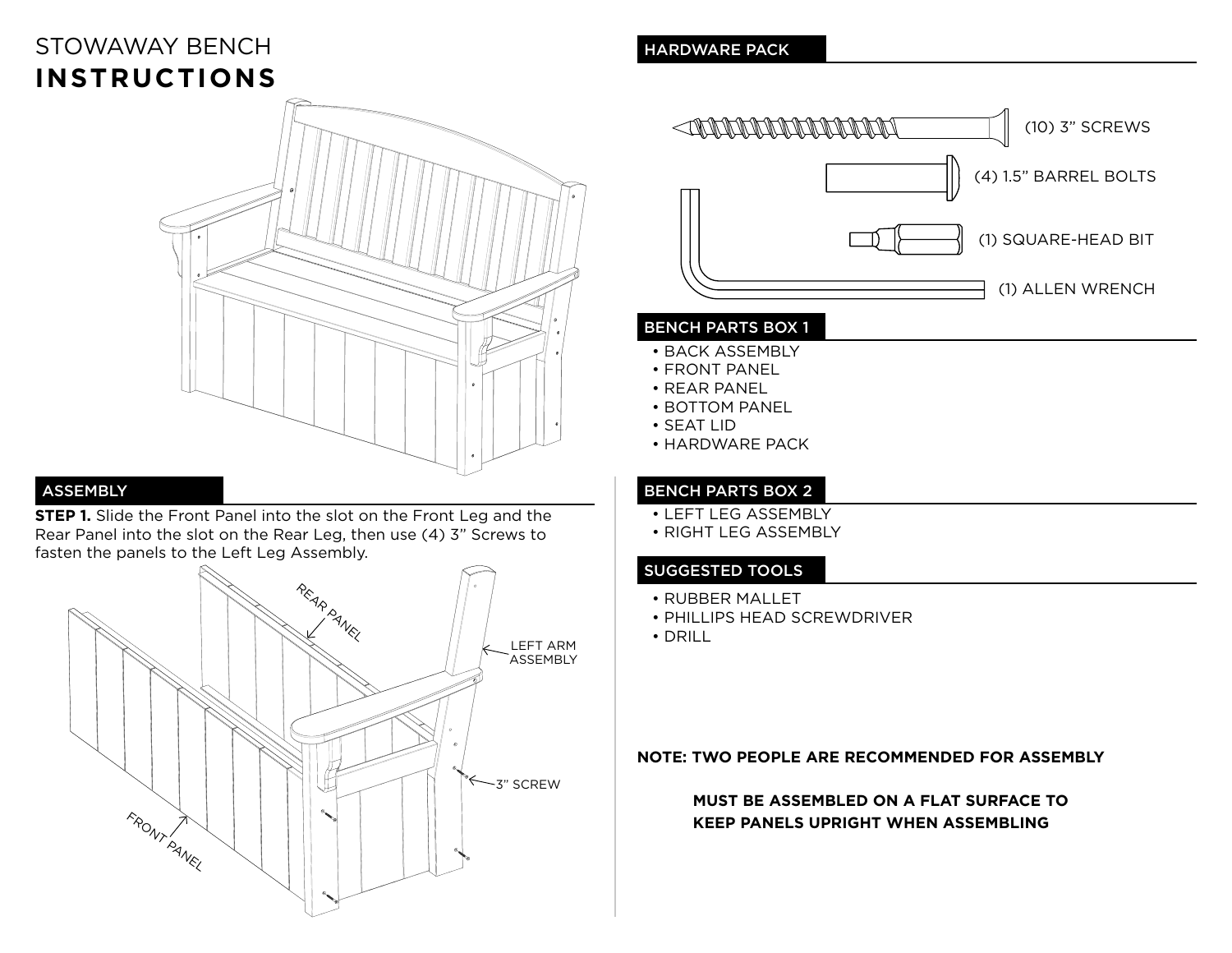# STOWAWAY BENCH
# **INSTRUCTIONS**

## ASSEMBLY

**STEP 1.** Slide the Front Panel into the slot on the Front Leg and the Rear Panel into the slot on the Rear Leg, then use (4) 3" Screws to fasten the panels to the Left Leg Assembly.

REAR PANEL

LEFT ARM ASSEMBLY

3" SCREW

FRONT PANEL

## HARDWARE PACK

(10) 3" SCREWS

(4) 1.5" BARREL BOLTS

(1) SQUARE-HEAD BIT

(1) ALLEN WRENCH

## BENCH PARTS BOX 1

- BACK ASSEMBLY
- FRONT PANEL
- REAR PANEL
- BOTTOM PANEL
- SEAT LID
- HARDWARE PACK

## BENCH PARTS BOX 2

- LEFT LEG ASSEMBLY
- RIGHT LEG ASSEMBLY

## SUGGESTED TOOLS

- RUBBER MALLET
- PHILLIPS HEAD SCREWDRIVER
- DRILL

**NOTE: TWO PEOPLE ARE RECOMMENDED FOR ASSEMBLY**

**MUST BE ASSEMBLED ON A FLAT SURFACE TO KEEP PANELS UPRIGHT WHEN ASSEMBLING**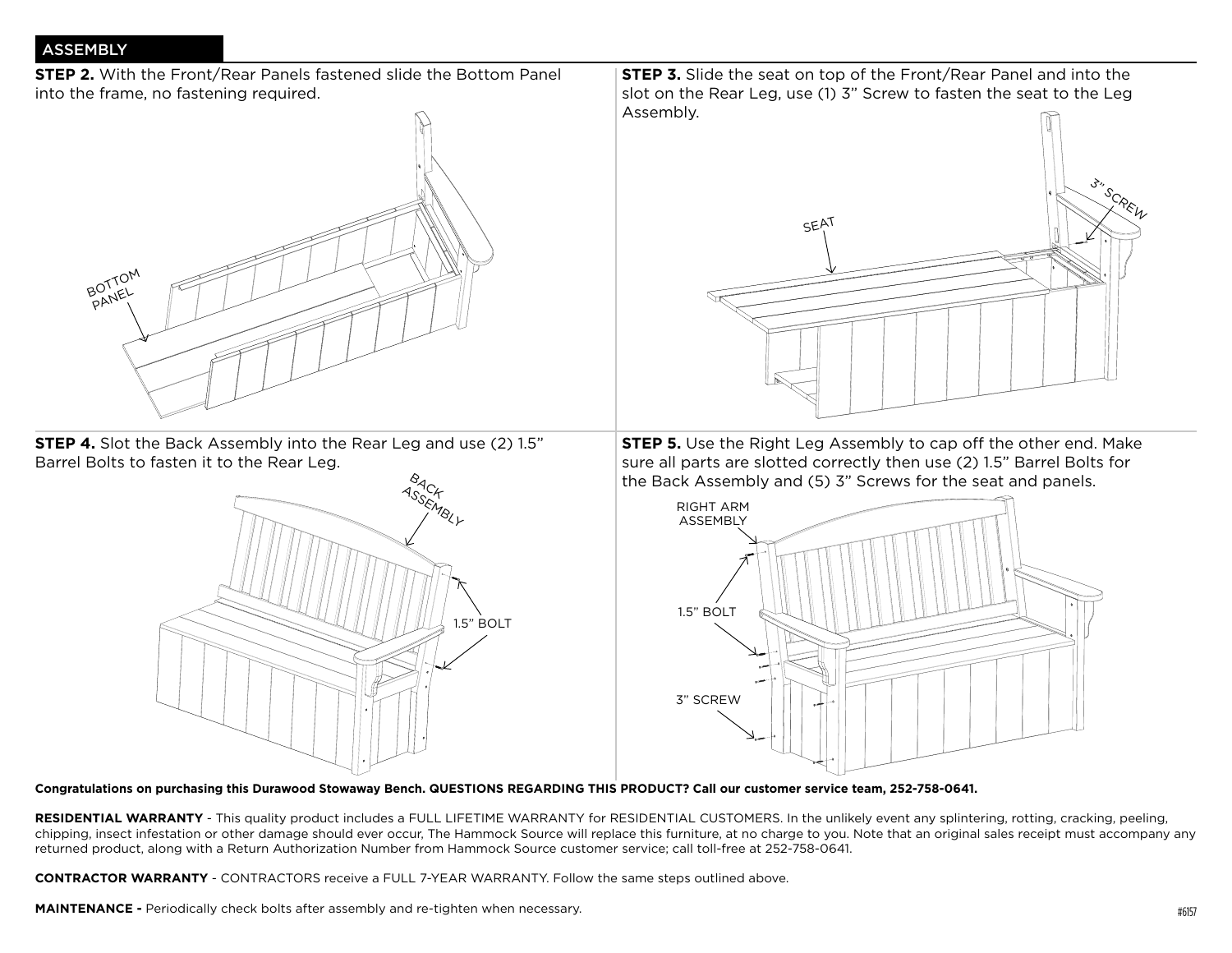## ASSEMBLY

**STEP 2.** With the Front/Rear Panels fastened slide the Bottom Panel into the frame, no fastening required.

BOTTOM PANEL

**STEP 3.** Slide the seat on top of the Front/Rear Panel and into the slot on the Rear Leg, use (1) 3" Screw to fasten the seat to the Leg Assembly.

SEAT

3" SCREW

**STEP 4.** Slot the Back Assembly into the Rear Leg and use (2) 1.5" Barrel Bolts to fasten it to the Rear Leg.

BACK ASSEMBLY

1.5" BOLT

**STEP 5.** Use the Right Leg Assembly to cap off the other end. Make sure all parts are slotted correctly then use (2) 1.5" Barrel Bolts for the Back Assembly and (5) 3" Screws for the seat and panels.

RIGHT ARM ASSEMBLY

1.5" BOLT

3" SCREW

**Congratulations on purchasing this Durawood Stowaway Bench. QUESTIONS REGARDING THIS PRODUCT? Call our customer service team, 252-758-0641.**

**RESIDENTIAL WARRANTY** - This quality product includes a FULL LIFETIME WARRANTY for RESIDENTIAL CUSTOMERS. In the unlikely event any splintering, rotting, cracking, peeling, chipping, insect infestation or other damage should ever occur, The Hammock Source will replace this furniture, at no charge to you. Note that an original sales receipt must accompany any returned product, along with a Return Authorization Number from Hammock Source customer service; call toll-free at 252-758-0641.

**CONTRACTOR WARRANTY** - CONTRACTORS receive a FULL 7-YEAR WARRANTY. Follow the same steps outlined above.

**MAINTENANCE -** Periodically check bolts after assembly and re-tighten when necessary.

#6157